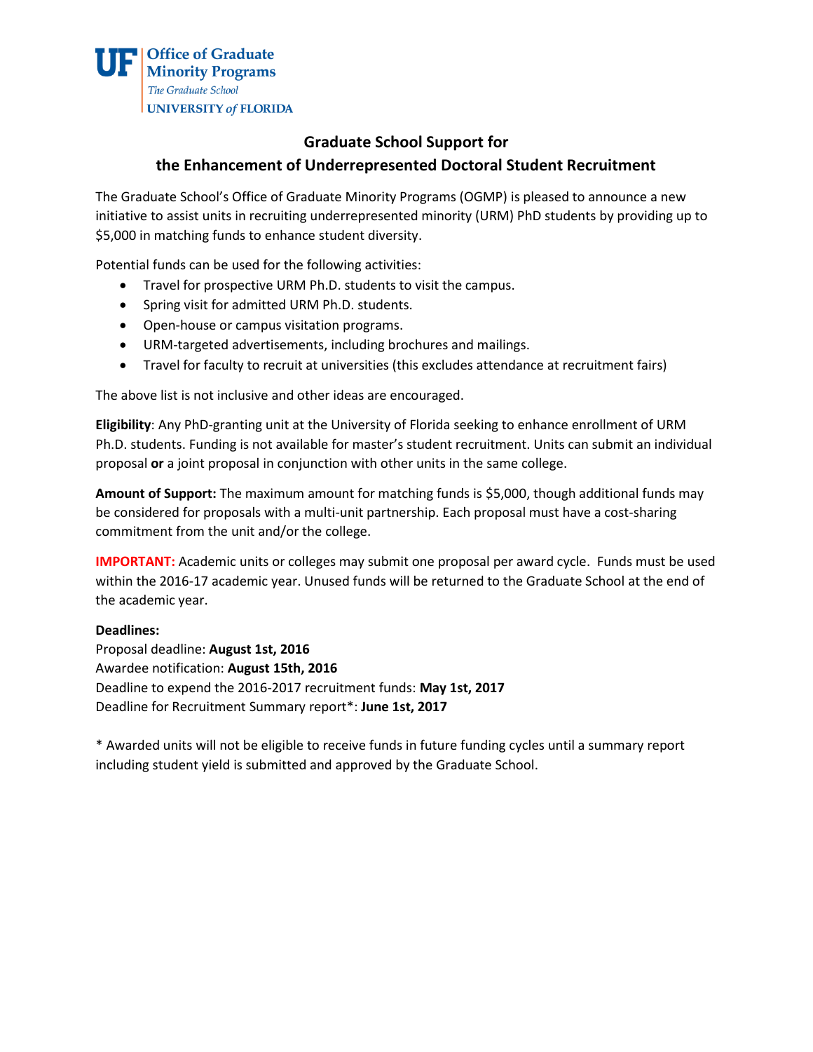UF Office of Graduate Minority Programs
*The Graduate School*
UNIVERSITY *of* FLORIDA

## Graduate School Support for the Enhancement of Underrepresented Doctoral Student Recruitment

The Graduate School's Office of Graduate Minority Programs (OGMP) is pleased to announce a new initiative to assist units in recruiting underrepresented minority (URM) PhD students by providing up to $5,000 in matching funds to enhance student diversity.

Potential funds can be used for the following activities:

- Travel for prospective URM Ph.D. students to visit the campus.
- Spring visit for admitted URM Ph.D. students.
- Open-house or campus visitation programs.
- URM-targeted advertisements, including brochures and mailings.
- Travel for faculty to recruit at universities (this excludes attendance at recruitment fairs)

The above list is not inclusive and other ideas are encouraged.

**Eligibility**: Any PhD-granting unit at the University of Florida seeking to enhance enrollment of URM Ph.D. students. Funding is not available for master's student recruitment. Units can submit an individual proposal **or** a joint proposal in conjunction with other units in the same college.

**Amount of Support:** The maximum amount for matching funds is $5,000, though additional funds may be considered for proposals with a multi-unit partnership. Each proposal must have a cost-sharing commitment from the unit and/or the college.

**IMPORTANT:** Academic units or colleges may submit one proposal per award cycle. Funds must be used within the 2016-17 academic year. Unused funds will be returned to the Graduate School at the end of the academic year.

**Deadlines:**
Proposal deadline: **August 1st, 2016**
Awardee notification: **August 15th, 2016**
Deadline to expend the 2016-2017 recruitment funds: **May 1st, 2017**
Deadline for Recruitment Summary report*: **June 1st, 2017**

* Awarded units will not be eligible to receive funds in future funding cycles until a summary report including student yield is submitted and approved by the Graduate School.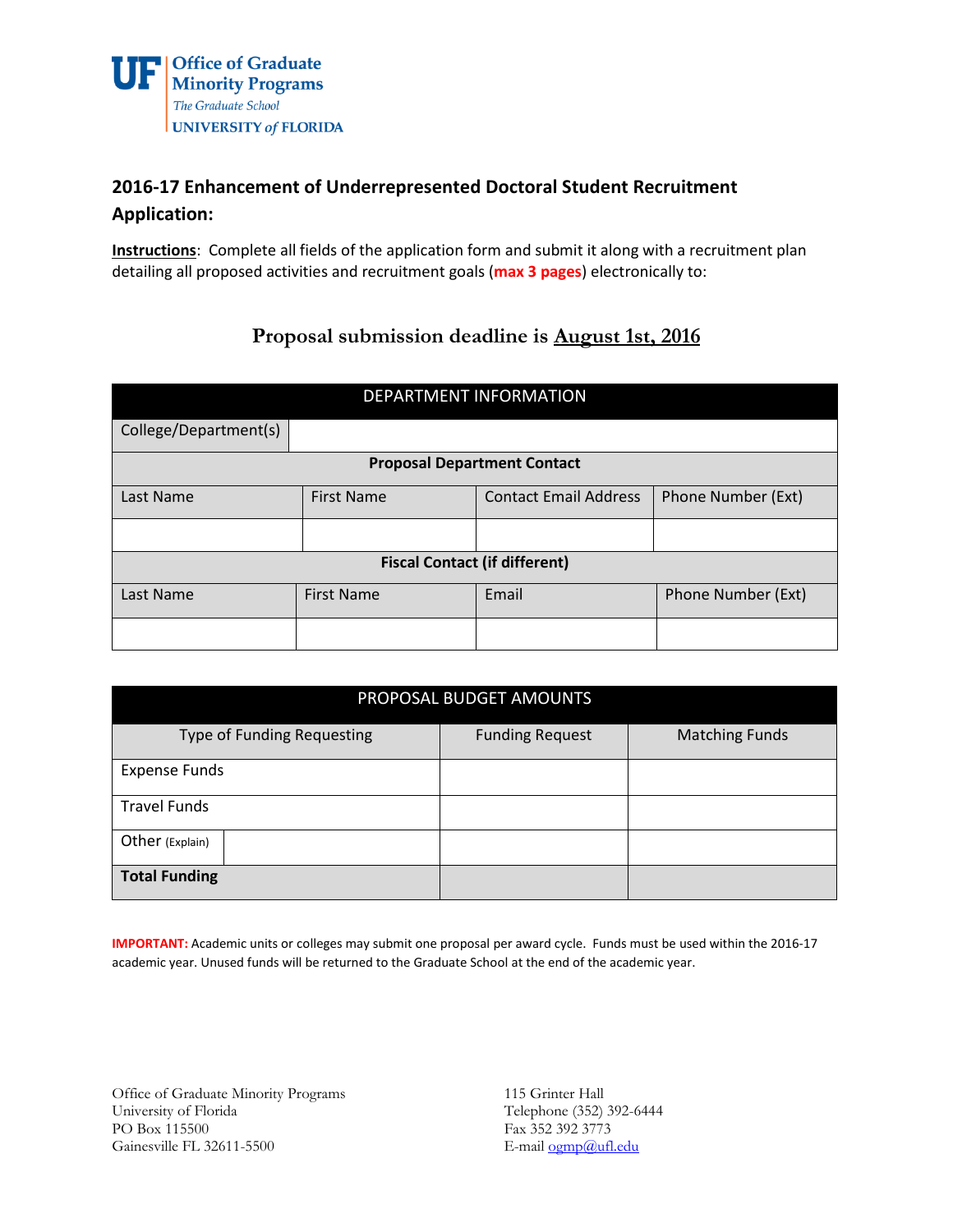**Office of Graduate Minority Programs**
*The Graduate School*
**UNIVERSITY of FLORIDA**

## 2016-17 Enhancement of Underrepresented Doctoral Student Recruitment Application:

**Instructions**: Complete all fields of the application form and submit it along with a recruitment plan detailing all proposed activities and recruitment goals (**max 3 pages**) electronically to:

### Proposal submission deadline is August 1st, 2016

| DEPARTMENT INFORMATION | | | |
|---|---|---|---|
| College/Department(s) | | | |
| **Proposal Department Contact** | | | |
| Last Name | First Name | Contact Email Address | Phone Number (Ext) |
| | | | |
| **Fiscal Contact (if different)** | | | |
| Last Name | First Name | Email | Phone Number (Ext) |
| | | | |

| PROPOSAL BUDGET AMOUNTS | | | |
|---|---|---|---|
| Type of Funding Requesting | | Funding Request | Matching Funds |
| Expense Funds | | | |
| Travel Funds | | | |
| Other (Explain) | | | |
| **Total Funding** | | | |

**IMPORTANT:** Academic units or colleges may submit one proposal per award cycle. Funds must be used within the 2016-17 academic year. Unused funds will be returned to the Graduate School at the end of the academic year.

Office of Graduate Minority Programs
University of Florida
PO Box 115500
Gainesville FL 32611-5500

115 Grinter Hall
Telephone (352) 392-6444
Fax 352 392 3773
E-mail ogmp@ufl.edu